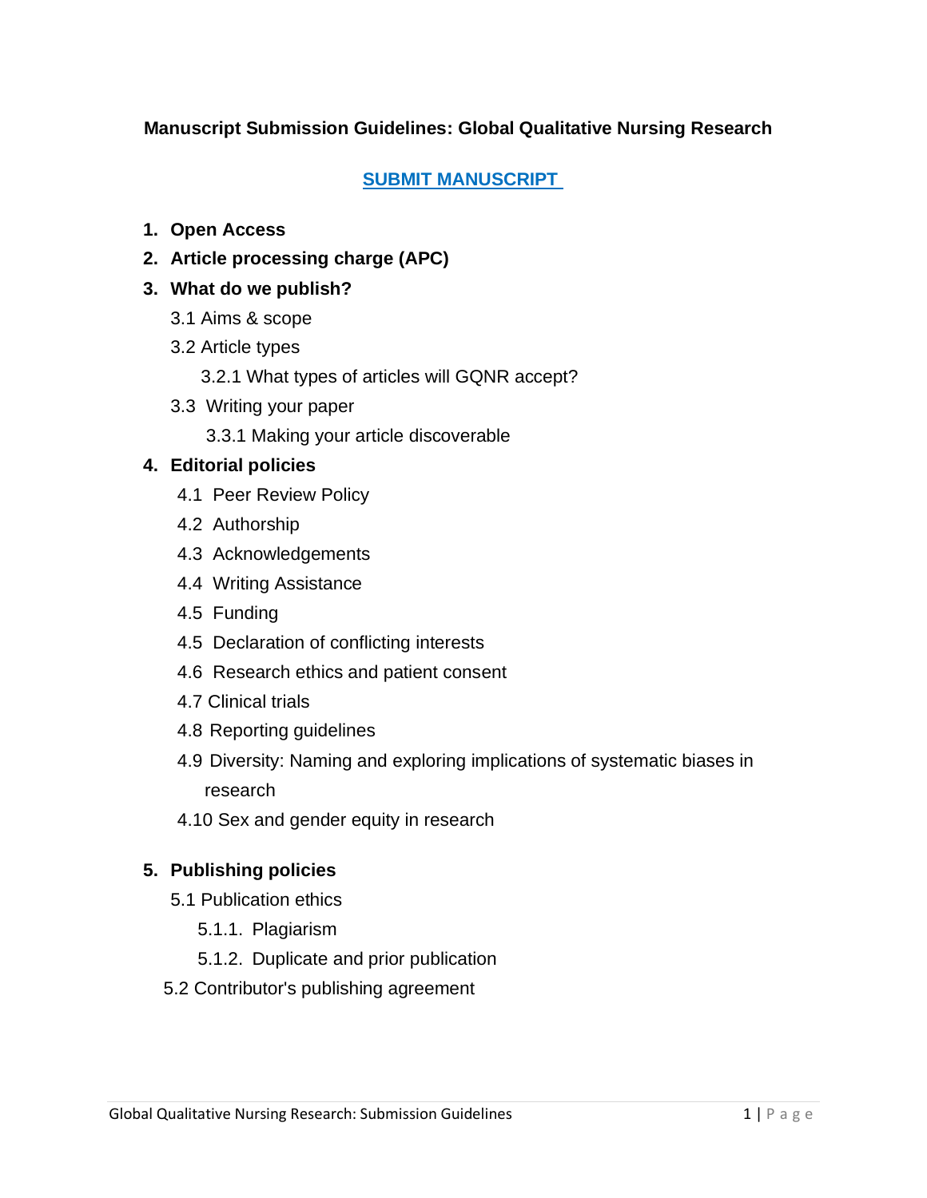**Manuscript Submission Guidelines: Global Qualitative Nursing Research**

**SUBMIT MANUSCRIPT**

1. **Open Access**
2. **Article processing charge (APC)**
3. **What do we publish?**
   - 3.1 Aims & scope
   - 3.2 Article types
     - 3.2.1 What types of articles will GQNR accept?
   - 3.3 Writing your paper
     - 3.3.1 Making your article discoverable
4. **Editorial policies**
   - 4.1 Peer Review Policy
   - 4.2 Authorship
   - 4.3 Acknowledgements
   - 4.4 Writing Assistance
   - 4.5 Funding
   - 4.5 Declaration of conflicting interests
   - 4.6 Research ethics and patient consent
   - 4.7 Clinical trials
   - 4.8 Reporting guidelines
   - 4.9 Diversity: Naming and exploring implications of systematic biases in research
   - 4.10 Sex and gender equity in research
5. **Publishing policies**
   - 5.1 Publication ethics
     - 5.1.1. Plagiarism
     - 5.1.2. Duplicate and prior publication
   - 5.2 Contributor's publishing agreement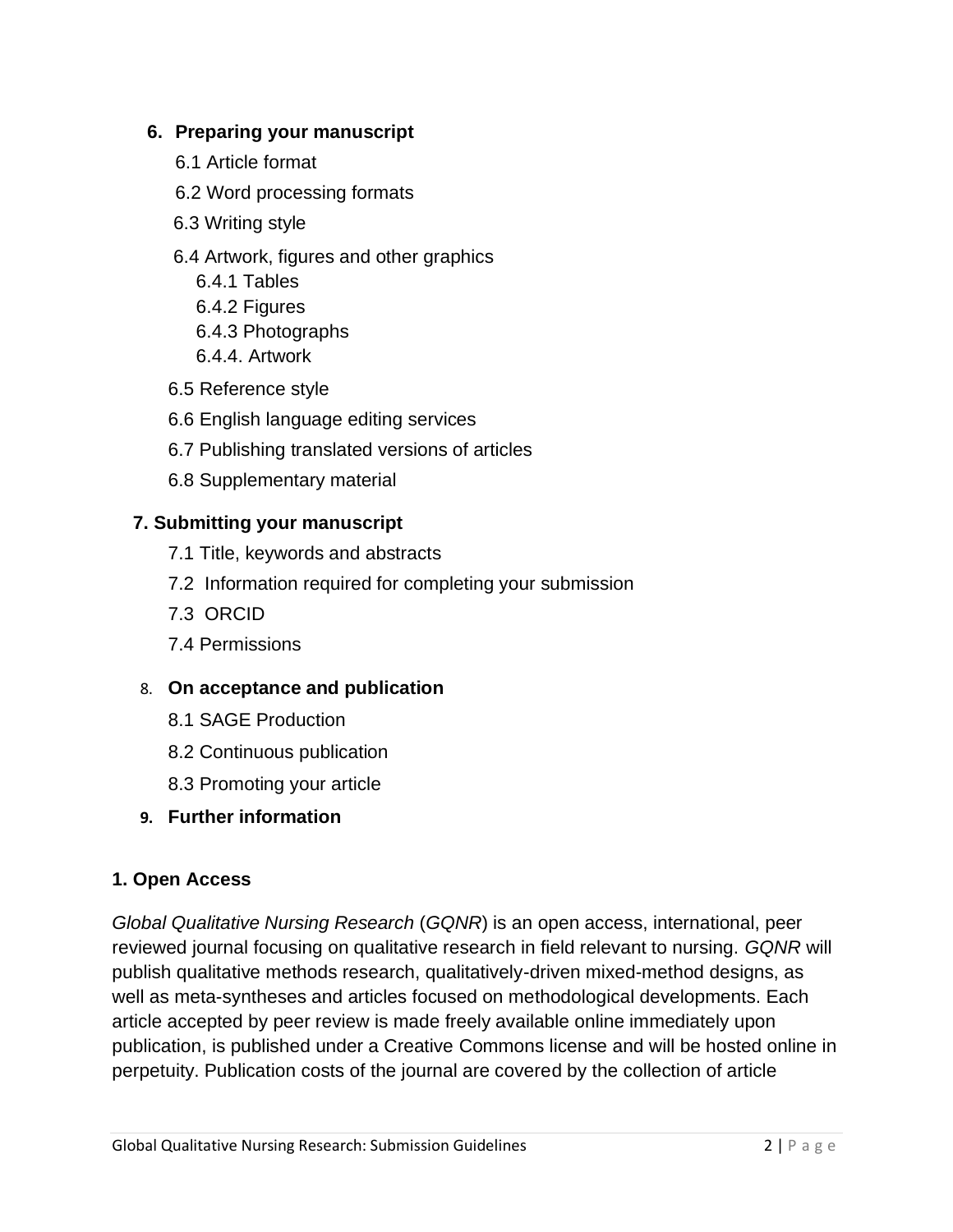6. **Preparing your manuscript**
    - 6.1 Article format
    - 6.2 Word processing formats
    - 6.3 Writing style
    - 6.4 Artwork, figures and other graphics
        - 6.4.1 Tables
        - 6.4.2 Figures
        - 6.4.3 Photographs
        - 6.4.4. Artwork
    - 6.5 Reference style
    - 6.6 English language editing services
    - 6.7 Publishing translated versions of articles
    - 6.8 Supplementary material
7. **Submitting your manuscript**
    - 7.1 Title, keywords and abstracts
    - 7.2 Information required for completing your submission
    - 7.3 ORCID
    - 7.4 Permissions
8. **On acceptance and publication**
    - 8.1 SAGE Production
    - 8.2 Continuous publication
    - 8.3 Promoting your article
9. **Further information**

## 1. Open Access

*Global Qualitative Nursing Research* (*GQNR*) is an open access, international, peer reviewed journal focusing on qualitative research in field relevant to nursing. *GQNR* will publish qualitative methods research, qualitatively-driven mixed-method designs, as well as meta-syntheses and articles focused on methodological developments. Each article accepted by peer review is made freely available online immediately upon publication, is published under a Creative Commons license and will be hosted online in perpetuity. Publication costs of the journal are covered by the collection of article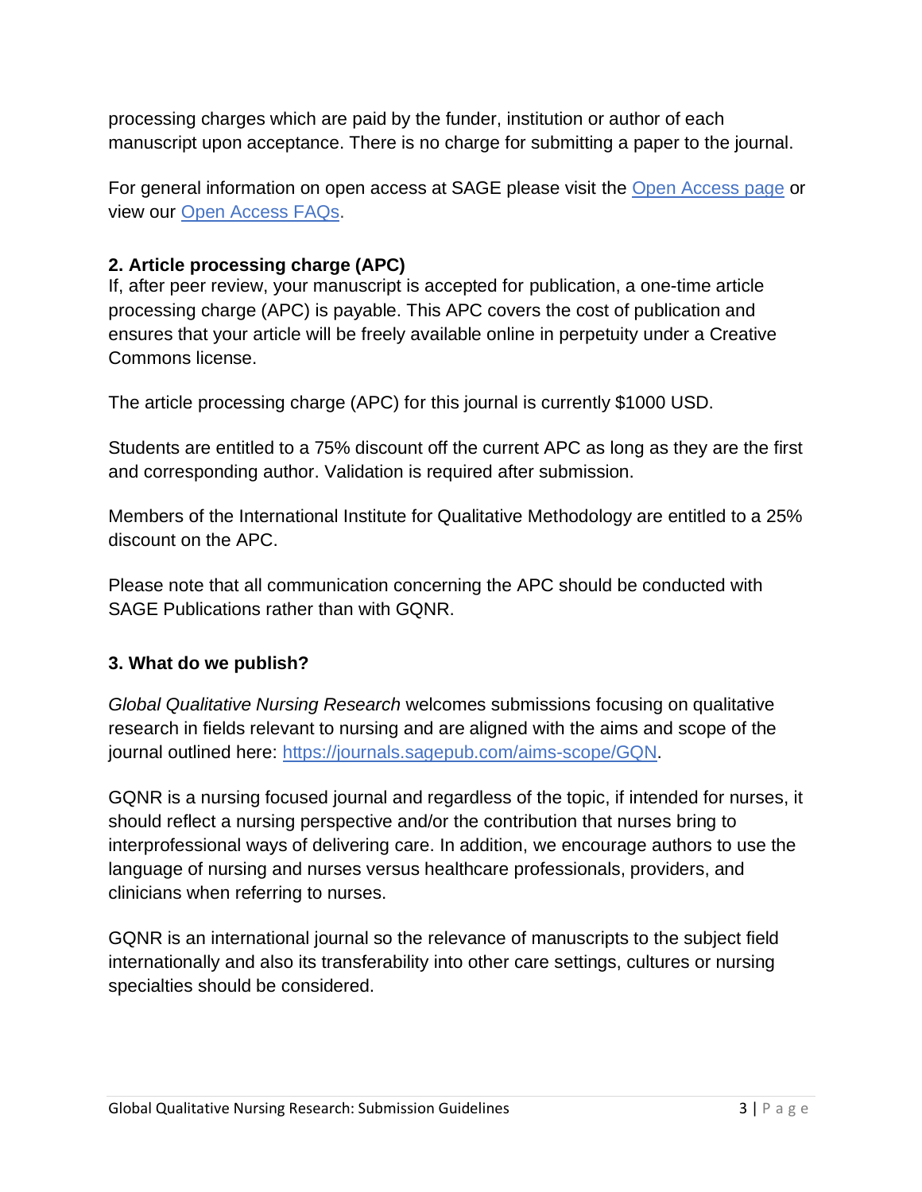processing charges which are paid by the funder, institution or author of each manuscript upon acceptance. There is no charge for submitting a paper to the journal.

For general information on open access at SAGE please visit the [Open Access page] or view our [Open Access FAQs].

**2. Article processing charge (APC)**

If, after peer review, your manuscript is accepted for publication, a one-time article processing charge (APC) is payable. This APC covers the cost of publication and ensures that your article will be freely available online in perpetuity under a Creative Commons license.

The article processing charge (APC) for this journal is currently $1000 USD.

Students are entitled to a 75% discount off the current APC as long as they are the first and corresponding author. Validation is required after submission.

Members of the International Institute for Qualitative Methodology are entitled to a 25% discount on the APC.

Please note that all communication concerning the APC should be conducted with SAGE Publications rather than with GQNR.

**3. What do we publish?**

*Global Qualitative Nursing Research* welcomes submissions focusing on qualitative research in fields relevant to nursing and are aligned with the aims and scope of the journal outlined here: https://journals.sagepub.com/aims-scope/GQN.

GQNR is a nursing focused journal and regardless of the topic, if intended for nurses, it should reflect a nursing perspective and/or the contribution that nurses bring to interprofessional ways of delivering care. In addition, we encourage authors to use the language of nursing and nurses versus healthcare professionals, providers, and clinicians when referring to nurses.

GQNR is an international journal so the relevance of manuscripts to the subject field internationally and also its transferability into other care settings, cultures or nursing specialties should be considered.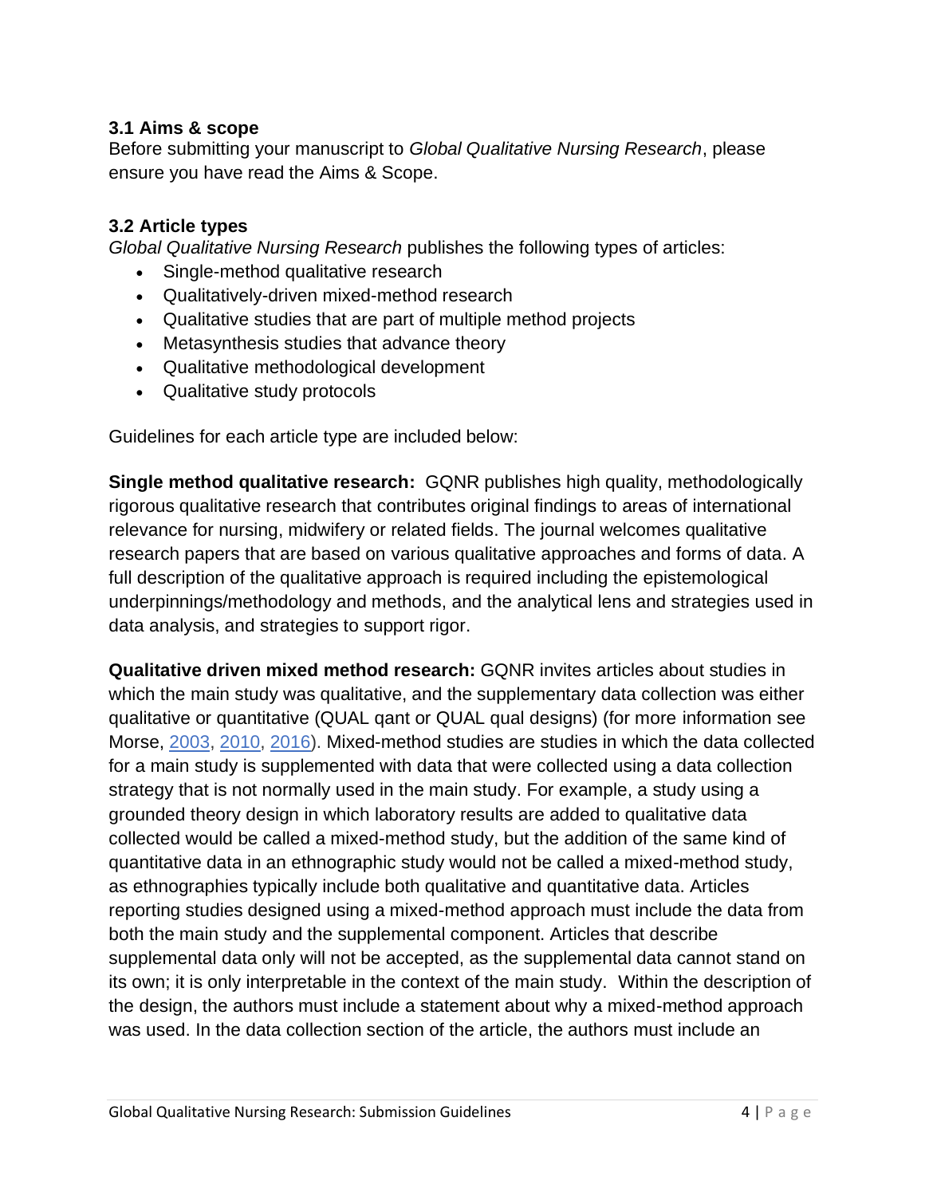### 3.1 Aims & scope

Before submitting your manuscript to *Global Qualitative Nursing Research*, please ensure you have read the Aims & Scope.

### 3.2 Article types

*Global Qualitative Nursing Research* publishes the following types of articles:

- Single-method qualitative research
- Qualitatively-driven mixed-method research
- Qualitative studies that are part of multiple method projects
- Metasynthesis studies that advance theory
- Qualitative methodological development
- Qualitative study protocols

Guidelines for each article type are included below:

**Single method qualitative research:** GQNR publishes high quality, methodologically rigorous qualitative research that contributes original findings to areas of international relevance for nursing, midwifery or related fields. The journal welcomes qualitative research papers that are based on various qualitative approaches and forms of data. A full description of the qualitative approach is required including the epistemological underpinnings/methodology and methods, and the analytical lens and strategies used in data analysis, and strategies to support rigor.

**Qualitative driven mixed method research:** GQNR invites articles about studies in which the main study was qualitative, and the supplementary data collection was either qualitative or quantitative (QUAL qant or QUAL qual designs) (for more information see Morse, 2003, 2010, 2016). Mixed-method studies are studies in which the data collected for a main study is supplemented with data that were collected using a data collection strategy that is not normally used in the main study. For example, a study using a grounded theory design in which laboratory results are added to qualitative data collected would be called a mixed-method study, but the addition of the same kind of quantitative data in an ethnographic study would not be called a mixed-method study, as ethnographies typically include both qualitative and quantitative data. Articles reporting studies designed using a mixed-method approach must include the data from both the main study and the supplemental component. Articles that describe supplemental data only will not be accepted, as the supplemental data cannot stand on its own; it is only interpretable in the context of the main study. Within the description of the design, the authors must include a statement about why a mixed-method approach was used. In the data collection section of the article, the authors must include an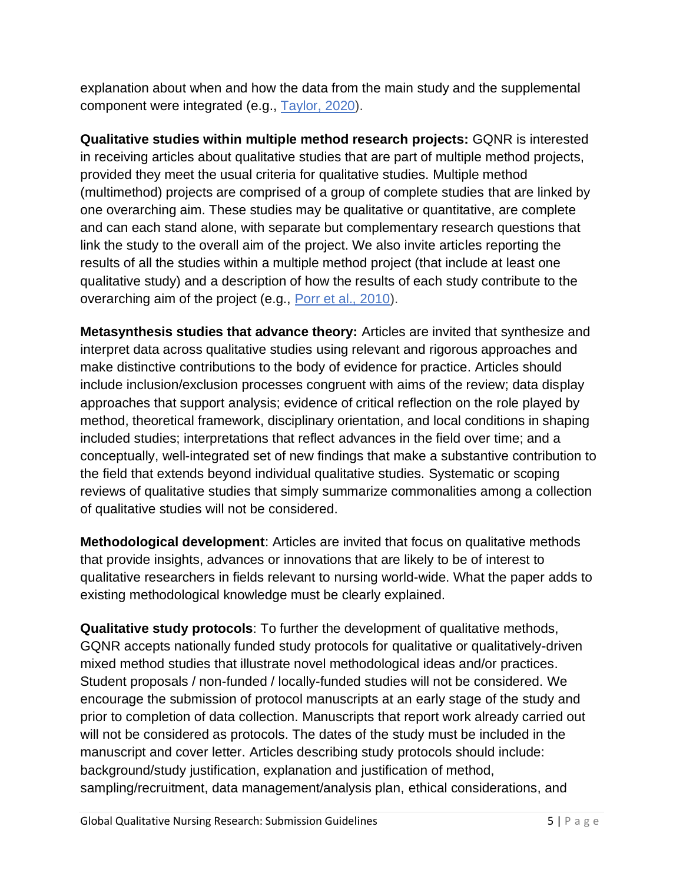explanation about when and how the data from the main study and the supplemental component were integrated (e.g., [Taylor, 2020](#)).

**Qualitative studies within multiple method research projects:** GQNR is interested in receiving articles about qualitative studies that are part of multiple method projects, provided they meet the usual criteria for qualitative studies. Multiple method (multimethod) projects are comprised of a group of complete studies that are linked by one overarching aim. These studies may be qualitative or quantitative, are complete and can each stand alone, with separate but complementary research questions that link the study to the overall aim of the project. We also invite articles reporting the results of all the studies within a multiple method project (that include at least one qualitative study) and a description of how the results of each study contribute to the overarching aim of the project (e.g., [Porr et al., 2010](#)).

**Metasynthesis studies that advance theory:** Articles are invited that synthesize and interpret data across qualitative studies using relevant and rigorous approaches and make distinctive contributions to the body of evidence for practice. Articles should include inclusion/exclusion processes congruent with aims of the review; data display approaches that support analysis; evidence of critical reflection on the role played by method, theoretical framework, disciplinary orientation, and local conditions in shaping included studies; interpretations that reflect advances in the field over time; and a conceptually, well-integrated set of new findings that make a substantive contribution to the field that extends beyond individual qualitative studies. Systematic or scoping reviews of qualitative studies that simply summarize commonalities among a collection of qualitative studies will not be considered.

**Methodological development**: Articles are invited that focus on qualitative methods that provide insights, advances or innovations that are likely to be of interest to qualitative researchers in fields relevant to nursing world-wide. What the paper adds to existing methodological knowledge must be clearly explained.

**Qualitative study protocols**: To further the development of qualitative methods, GQNR accepts nationally funded study protocols for qualitative or qualitatively-driven mixed method studies that illustrate novel methodological ideas and/or practices. Student proposals / non-funded / locally-funded studies will not be considered. We encourage the submission of protocol manuscripts at an early stage of the study and prior to completion of data collection. Manuscripts that report work already carried out will not be considered as protocols. The dates of the study must be included in the manuscript and cover letter. Articles describing study protocols should include: background/study justification, explanation and justification of method, sampling/recruitment, data management/analysis plan, ethical considerations, and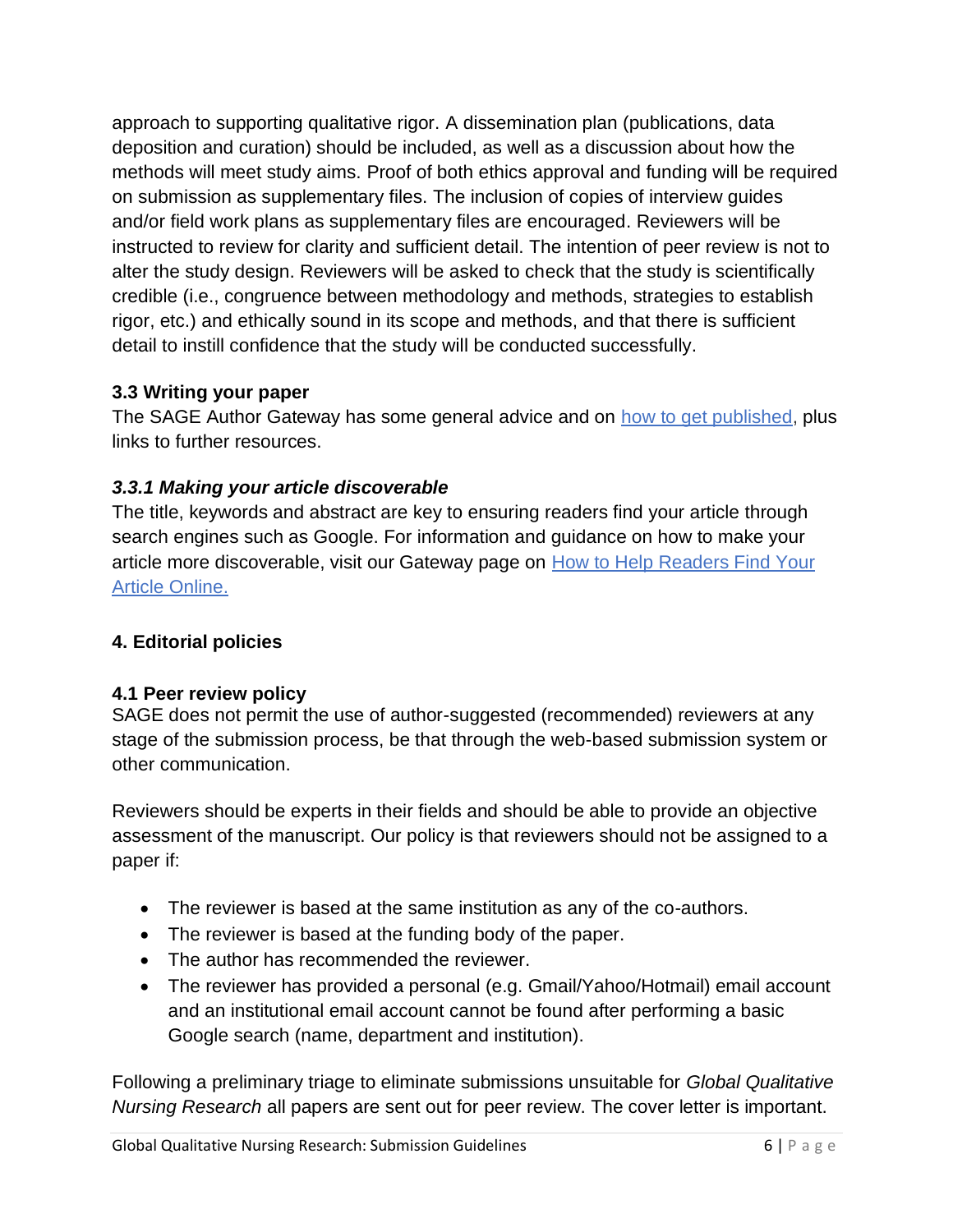approach to supporting qualitative rigor. A dissemination plan (publications, data deposition and curation) should be included, as well as a discussion about how the methods will meet study aims. Proof of both ethics approval and funding will be required on submission as supplementary files. The inclusion of copies of interview guides and/or field work plans as supplementary files are encouraged. Reviewers will be instructed to review for clarity and sufficient detail. The intention of peer review is not to alter the study design. Reviewers will be asked to check that the study is scientifically credible (i.e., congruence between methodology and methods, strategies to establish rigor, etc.) and ethically sound in its scope and methods, and that there is sufficient detail to instill confidence that the study will be conducted successfully.

### 3.3 Writing your paper

The SAGE Author Gateway has some general advice and on [how to get published](), plus links to further resources.

#### *3.3.1 Making your article discoverable*

The title, keywords and abstract are key to ensuring readers find your article through search engines such as Google. For information and guidance on how to make your article more discoverable, visit our Gateway page on [How to Help Readers Find Your Article Online.]()

## 4. Editorial policies

### 4.1 Peer review policy

SAGE does not permit the use of author-suggested (recommended) reviewers at any stage of the submission process, be that through the web-based submission system or other communication.

Reviewers should be experts in their fields and should be able to provide an objective assessment of the manuscript. Our policy is that reviewers should not be assigned to a paper if:

- The reviewer is based at the same institution as any of the co-authors.
- The reviewer is based at the funding body of the paper.
- The author has recommended the reviewer.
- The reviewer has provided a personal (e.g. Gmail/Yahoo/Hotmail) email account and an institutional email account cannot be found after performing a basic Google search (name, department and institution).

Following a preliminary triage to eliminate submissions unsuitable for *Global Qualitative Nursing Research* all papers are sent out for peer review. The cover letter is important.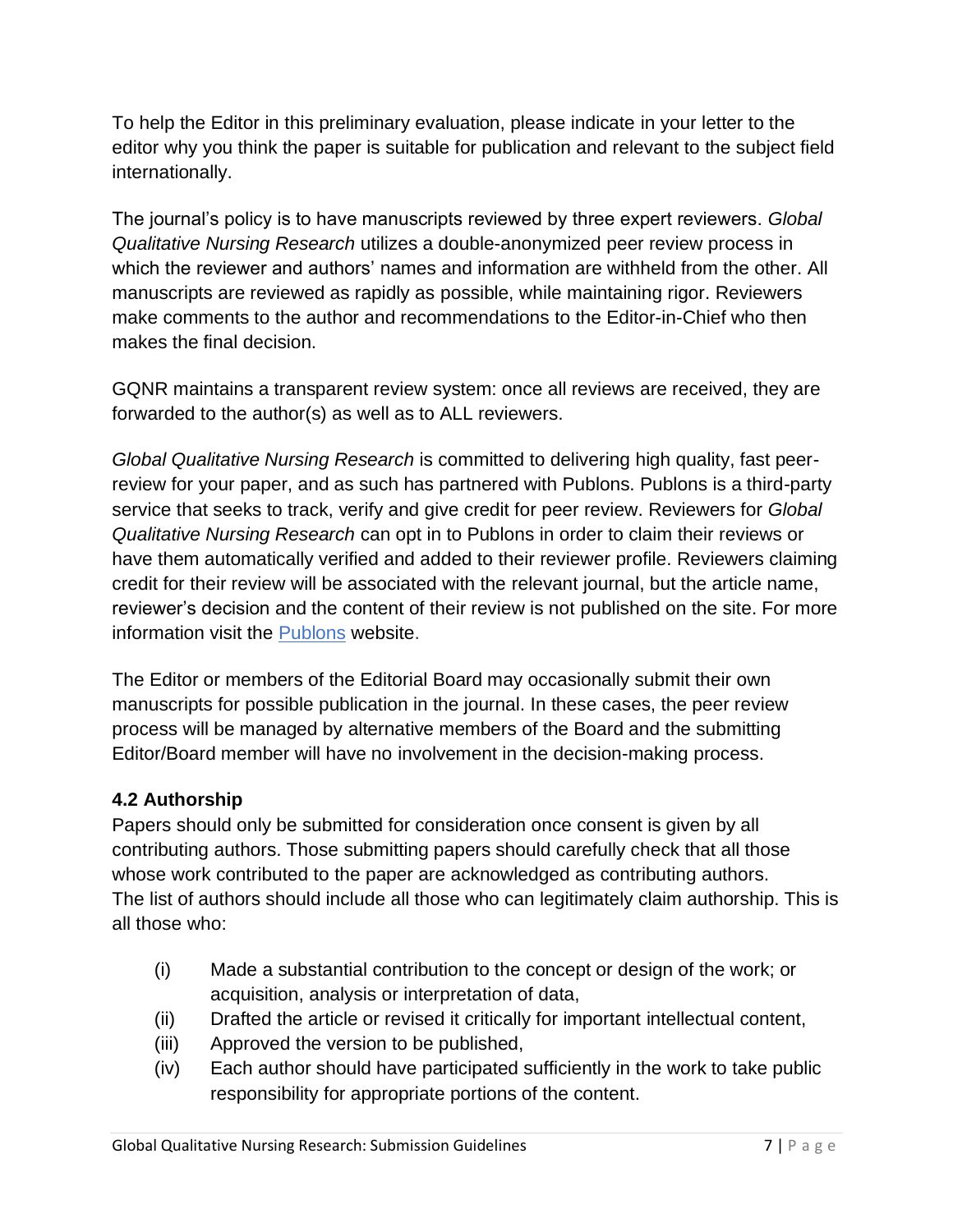To help the Editor in this preliminary evaluation, please indicate in your letter to the editor why you think the paper is suitable for publication and relevant to the subject field internationally.

The journal's policy is to have manuscripts reviewed by three expert reviewers. *Global Qualitative Nursing Research* utilizes a double-anonymized peer review process in which the reviewer and authors' names and information are withheld from the other. All manuscripts are reviewed as rapidly as possible, while maintaining rigor. Reviewers make comments to the author and recommendations to the Editor-in-Chief who then makes the final decision.

GQNR maintains a transparent review system: once all reviews are received, they are forwarded to the author(s) as well as to ALL reviewers.

*Global Qualitative Nursing Research* is committed to delivering high quality, fast peer-review for your paper, and as such has partnered with Publons. Publons is a third-party service that seeks to track, verify and give credit for peer review. Reviewers for *Global Qualitative Nursing Research* can opt in to Publons in order to claim their reviews or have them automatically verified and added to their reviewer profile. Reviewers claiming credit for their review will be associated with the relevant journal, but the article name, reviewer's decision and the content of their review is not published on the site. For more information visit the Publons website.

The Editor or members of the Editorial Board may occasionally submit their own manuscripts for possible publication in the journal. In these cases, the peer review process will be managed by alternative members of the Board and the submitting Editor/Board member will have no involvement in the decision-making process.

### 4.2 Authorship

Papers should only be submitted for consideration once consent is given by all contributing authors. Those submitting papers should carefully check that all those whose work contributed to the paper are acknowledged as contributing authors.
The list of authors should include all those who can legitimately claim authorship. This is all those who:

(i) Made a substantial contribution to the concept or design of the work; or acquisition, analysis or interpretation of data,
(ii) Drafted the article or revised it critically for important intellectual content,
(iii) Approved the version to be published,
(iv) Each author should have participated sufficiently in the work to take public responsibility for appropriate portions of the content.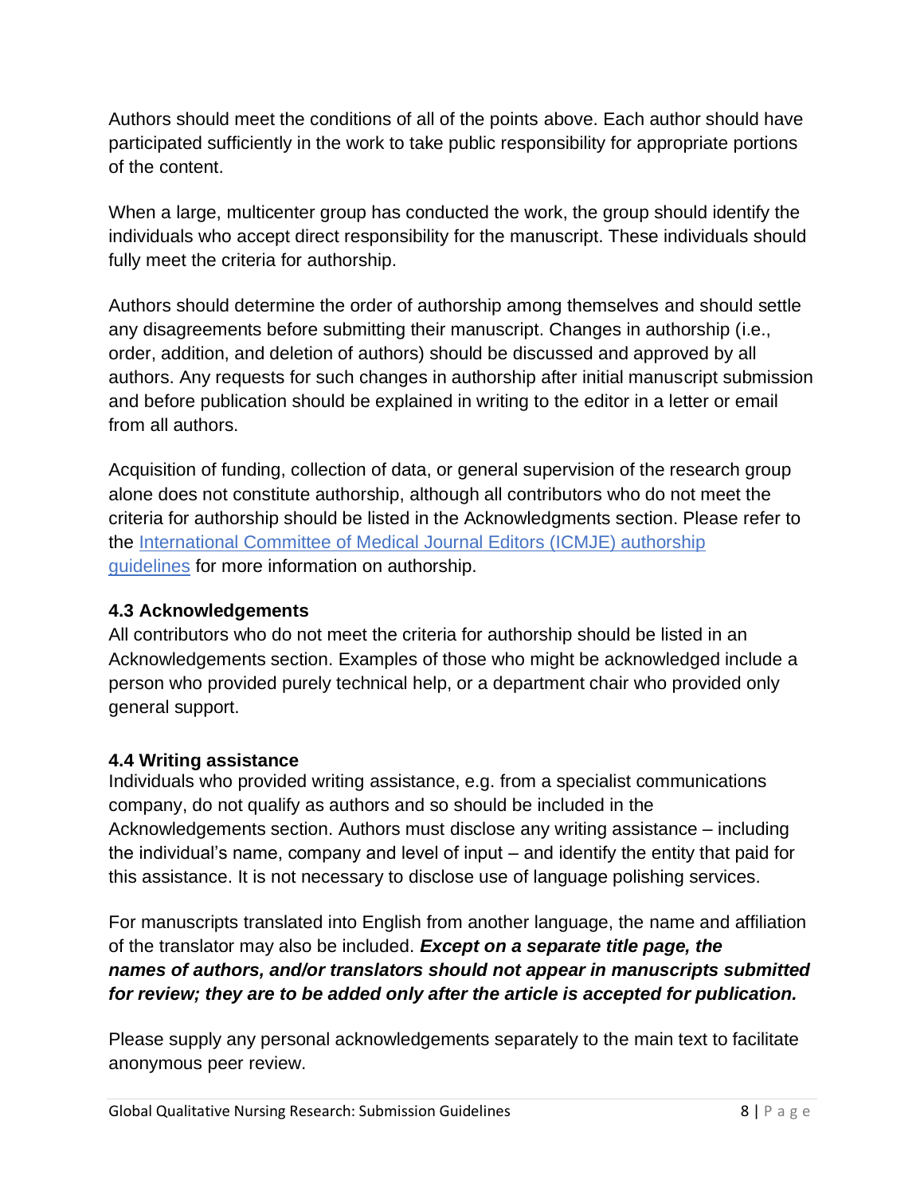Authors should meet the conditions of all of the points above. Each author should have participated sufficiently in the work to take public responsibility for appropriate portions of the content.

When a large, multicenter group has conducted the work, the group should identify the individuals who accept direct responsibility for the manuscript. These individuals should fully meet the criteria for authorship.

Authors should determine the order of authorship among themselves and should settle any disagreements before submitting their manuscript. Changes in authorship (i.e., order, addition, and deletion of authors) should be discussed and approved by all authors. Any requests for such changes in authorship after initial manuscript submission and before publication should be explained in writing to the editor in a letter or email from all authors.

Acquisition of funding, collection of data, or general supervision of the research group alone does not constitute authorship, although all contributors who do not meet the criteria for authorship should be listed in the Acknowledgments section. Please refer to the International Committee of Medical Journal Editors (ICMJE) authorship guidelines for more information on authorship.

### 4.3 Acknowledgements

All contributors who do not meet the criteria for authorship should be listed in an Acknowledgements section. Examples of those who might be acknowledged include a person who provided purely technical help, or a department chair who provided only general support.

### 4.4 Writing assistance

Individuals who provided writing assistance, e.g. from a specialist communications company, do not qualify as authors and so should be included in the Acknowledgements section. Authors must disclose any writing assistance – including the individual's name, company and level of input – and identify the entity that paid for this assistance. It is not necessary to disclose use of language polishing services.

For manuscripts translated into English from another language, the name and affiliation of the translator may also be included. ***Except on a separate title page, the names of authors, and/or translators should not appear in manuscripts submitted for review; they are to be added only after the article is accepted for publication.***

Please supply any personal acknowledgements separately to the main text to facilitate anonymous peer review.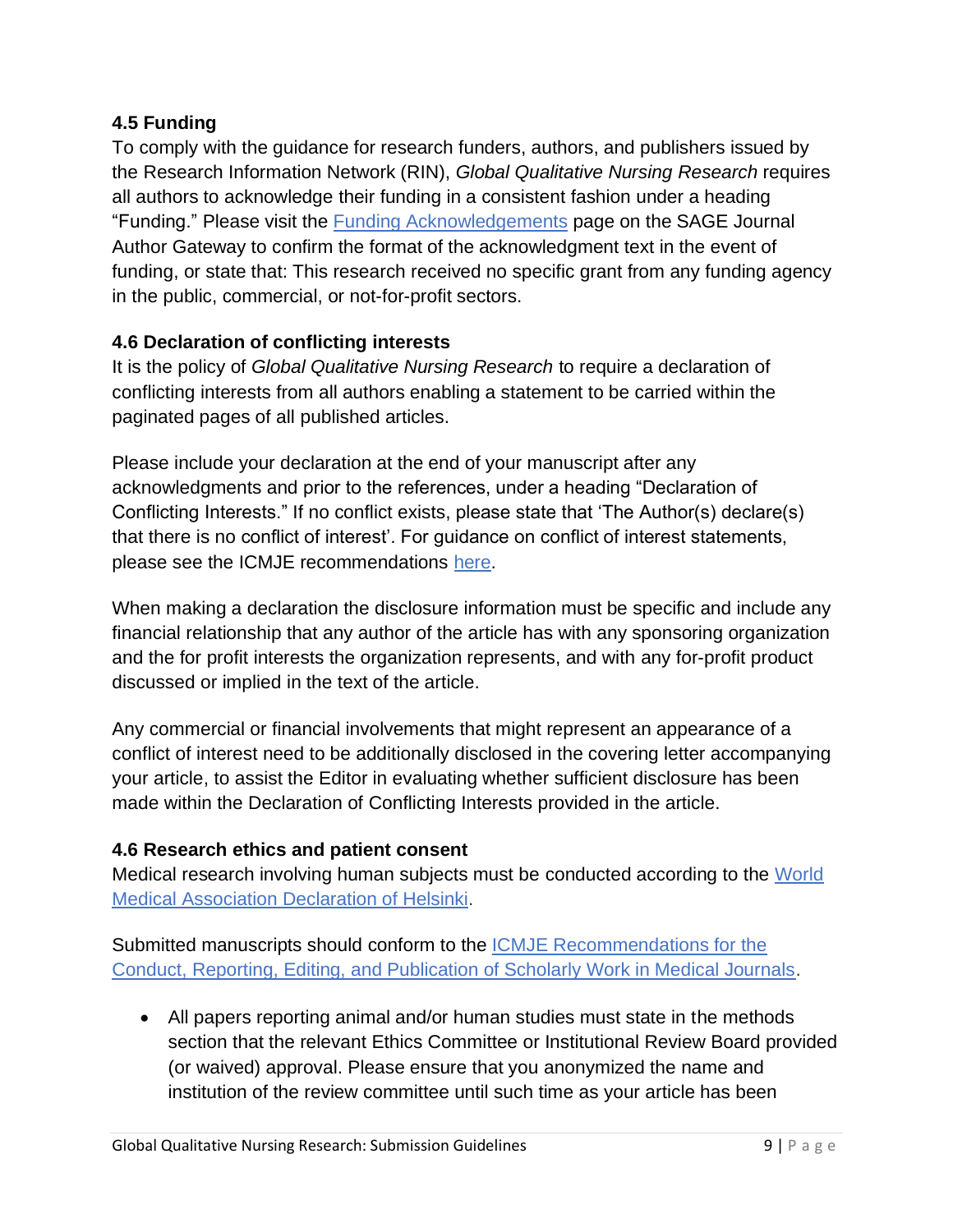### 4.5 Funding

To comply with the guidance for research funders, authors, and publishers issued by the Research Information Network (RIN), *Global Qualitative Nursing Research* requires all authors to acknowledge their funding in a consistent fashion under a heading "Funding." Please visit the Funding Acknowledgements page on the SAGE Journal Author Gateway to confirm the format of the acknowledgment text in the event of funding, or state that: This research received no specific grant from any funding agency in the public, commercial, or not-for-profit sectors.

### 4.6 Declaration of conflicting interests

It is the policy of *Global Qualitative Nursing Research* to require a declaration of conflicting interests from all authors enabling a statement to be carried within the paginated pages of all published articles.

Please include your declaration at the end of your manuscript after any acknowledgments and prior to the references, under a heading "Declaration of Conflicting Interests." If no conflict exists, please state that 'The Author(s) declare(s) that there is no conflict of interest'. For guidance on conflict of interest statements, please see the ICMJE recommendations here.

When making a declaration the disclosure information must be specific and include any financial relationship that any author of the article has with any sponsoring organization and the for profit interests the organization represents, and with any for-profit product discussed or implied in the text of the article.

Any commercial or financial involvements that might represent an appearance of a conflict of interest need to be additionally disclosed in the covering letter accompanying your article, to assist the Editor in evaluating whether sufficient disclosure has been made within the Declaration of Conflicting Interests provided in the article.

### 4.6 Research ethics and patient consent

Medical research involving human subjects must be conducted according to the World Medical Association Declaration of Helsinki.

Submitted manuscripts should conform to the ICMJE Recommendations for the Conduct, Reporting, Editing, and Publication of Scholarly Work in Medical Journals.

- All papers reporting animal and/or human studies must state in the methods section that the relevant Ethics Committee or Institutional Review Board provided (or waived) approval. Please ensure that you anonymized the name and institution of the review committee until such time as your article has been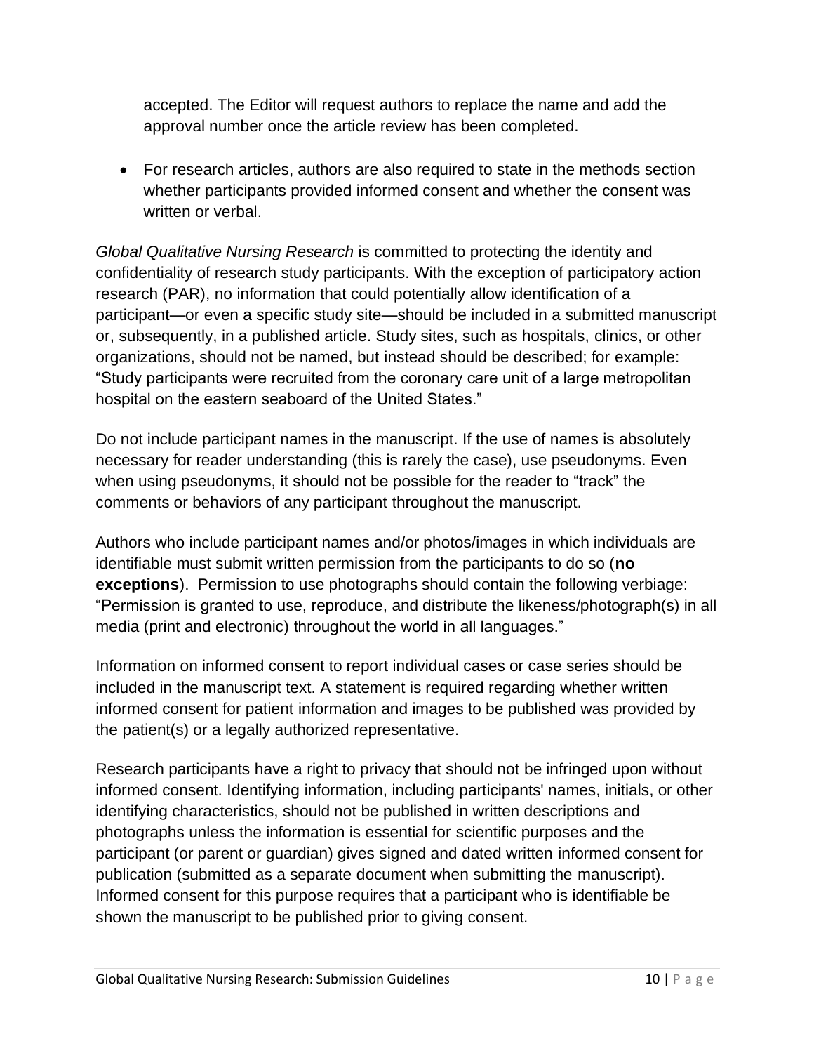accepted. The Editor will request authors to replace the name and add the approval number once the article review has been completed.

- For research articles, authors are also required to state in the methods section whether participants provided informed consent and whether the consent was written or verbal.

*Global Qualitative Nursing Research* is committed to protecting the identity and confidentiality of research study participants. With the exception of participatory action research (PAR), no information that could potentially allow identification of a participant—or even a specific study site—should be included in a submitted manuscript or, subsequently, in a published article. Study sites, such as hospitals, clinics, or other organizations, should not be named, but instead should be described; for example: "Study participants were recruited from the coronary care unit of a large metropolitan hospital on the eastern seaboard of the United States."

Do not include participant names in the manuscript. If the use of names is absolutely necessary for reader understanding (this is rarely the case), use pseudonyms. Even when using pseudonyms, it should not be possible for the reader to "track" the comments or behaviors of any participant throughout the manuscript.

Authors who include participant names and/or photos/images in which individuals are identifiable must submit written permission from the participants to do so (**no exceptions**). Permission to use photographs should contain the following verbiage: "Permission is granted to use, reproduce, and distribute the likeness/photograph(s) in all media (print and electronic) throughout the world in all languages."

Information on informed consent to report individual cases or case series should be included in the manuscript text. A statement is required regarding whether written informed consent for patient information and images to be published was provided by the patient(s) or a legally authorized representative.

Research participants have a right to privacy that should not be infringed upon without informed consent. Identifying information, including participants' names, initials, or other identifying characteristics, should not be published in written descriptions and photographs unless the information is essential for scientific purposes and the participant (or parent or guardian) gives signed and dated written informed consent for publication (submitted as a separate document when submitting the manuscript). Informed consent for this purpose requires that a participant who is identifiable be shown the manuscript to be published prior to giving consent.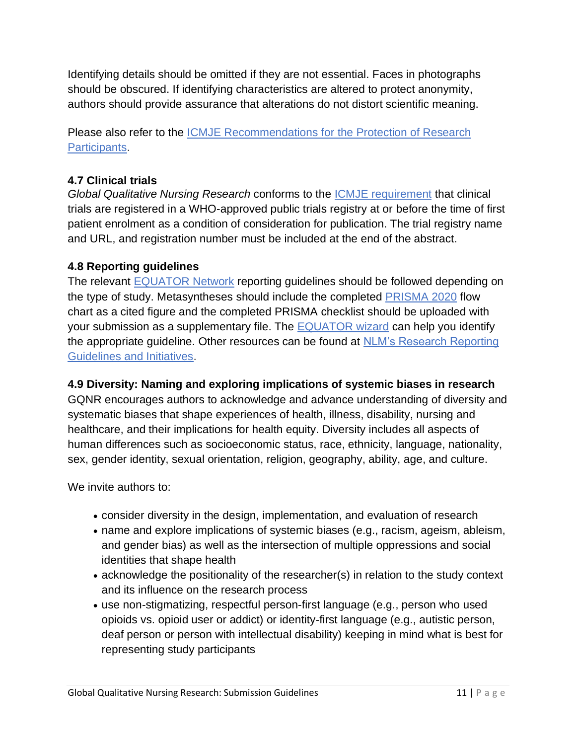Identifying details should be omitted if they are not essential. Faces in photographs should be obscured. If identifying characteristics are altered to protect anonymity, authors should provide assurance that alterations do not distort scientific meaning.

Please also refer to the [ICMJE Recommendations for the Protection of Research Participants]().

### 4.7 Clinical trials

*Global Qualitative Nursing Research* conforms to the [ICMJE requirement]() that clinical trials are registered in a WHO-approved public trials registry at or before the time of first patient enrolment as a condition of consideration for publication. The trial registry name and URL, and registration number must be included at the end of the abstract.

### 4.8 Reporting guidelines

The relevant [EQUATOR Network]() reporting guidelines should be followed depending on the type of study. Metasyntheses should include the completed [PRISMA 2020]() flow chart as a cited figure and the completed PRISMA checklist should be uploaded with your submission as a supplementary file. The [EQUATOR wizard]() can help you identify the appropriate guideline. Other resources can be found at [NLM's Research Reporting Guidelines and Initiatives]().

### 4.9 Diversity: Naming and exploring implications of systemic biases in research

GQNR encourages authors to acknowledge and advance understanding of diversity and systematic biases that shape experiences of health, illness, disability, nursing and healthcare, and their implications for health equity. Diversity includes all aspects of human differences such as socioeconomic status, race, ethnicity, language, nationality, sex, gender identity, sexual orientation, religion, geography, ability, age, and culture.

We invite authors to:

- consider diversity in the design, implementation, and evaluation of research
- name and explore implications of systemic biases (e.g., racism, ageism, ableism, and gender bias) as well as the intersection of multiple oppressions and social identities that shape health
- acknowledge the positionality of the researcher(s) in relation to the study context and its influence on the research process
- use non-stigmatizing, respectful person-first language (e.g., person who used opioids vs. opioid user or addict) or identity-first language (e.g., autistic person, deaf person or person with intellectual disability) keeping in mind what is best for representing study participants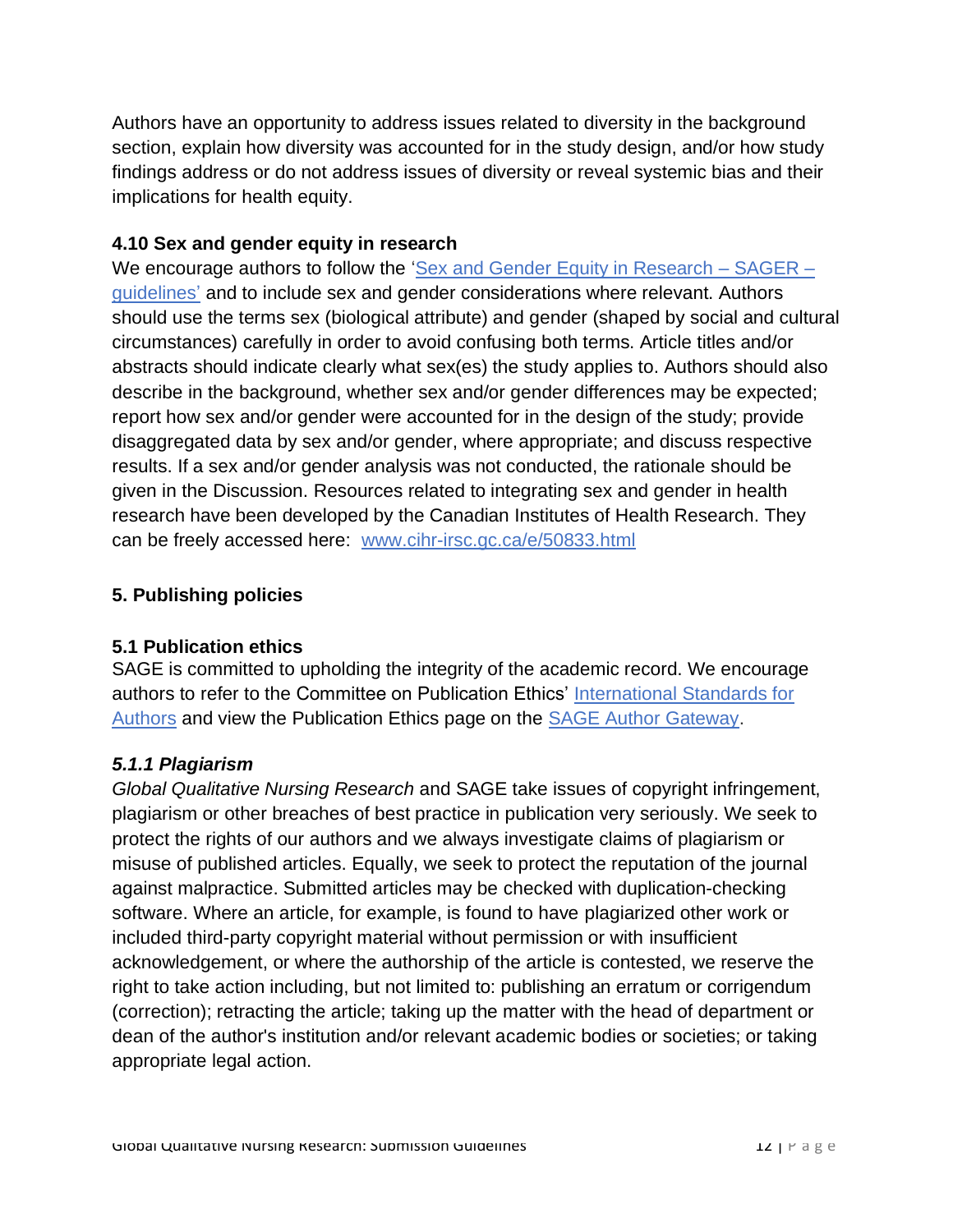Authors have an opportunity to address issues related to diversity in the background section, explain how diversity was accounted for in the study design, and/or how study findings address or do not address issues of diversity or reveal systemic bias and their implications for health equity.

### 4.10 Sex and gender equity in research

We encourage authors to follow the 'Sex and Gender Equity in Research – SAGER – guidelines' and to include sex and gender considerations where relevant. Authors should use the terms sex (biological attribute) and gender (shaped by social and cultural circumstances) carefully in order to avoid confusing both terms. Article titles and/or abstracts should indicate clearly what sex(es) the study applies to. Authors should also describe in the background, whether sex and/or gender differences may be expected; report how sex and/or gender were accounted for in the design of the study; provide disaggregated data by sex and/or gender, where appropriate; and discuss respective results. If a sex and/or gender analysis was not conducted, the rationale should be given in the Discussion. Resources related to integrating sex and gender in health research have been developed by the Canadian Institutes of Health Research. They can be freely accessed here: www.cihr-irsc.gc.ca/e/50833.html

## 5. Publishing policies

### 5.1 Publication ethics

SAGE is committed to upholding the integrity of the academic record. We encourage authors to refer to the Committee on Publication Ethics' International Standards for Authors and view the Publication Ethics page on the SAGE Author Gateway.

#### *5.1.1 Plagiarism*

*Global Qualitative Nursing Research* and SAGE take issues of copyright infringement, plagiarism or other breaches of best practice in publication very seriously. We seek to protect the rights of our authors and we always investigate claims of plagiarism or misuse of published articles. Equally, we seek to protect the reputation of the journal against malpractice. Submitted articles may be checked with duplication-checking software. Where an article, for example, is found to have plagiarized other work or included third-party copyright material without permission or with insufficient acknowledgement, or where the authorship of the article is contested, we reserve the right to take action including, but not limited to: publishing an erratum or corrigendum (correction); retracting the article; taking up the matter with the head of department or dean of the author's institution and/or relevant academic bodies or societies; or taking appropriate legal action.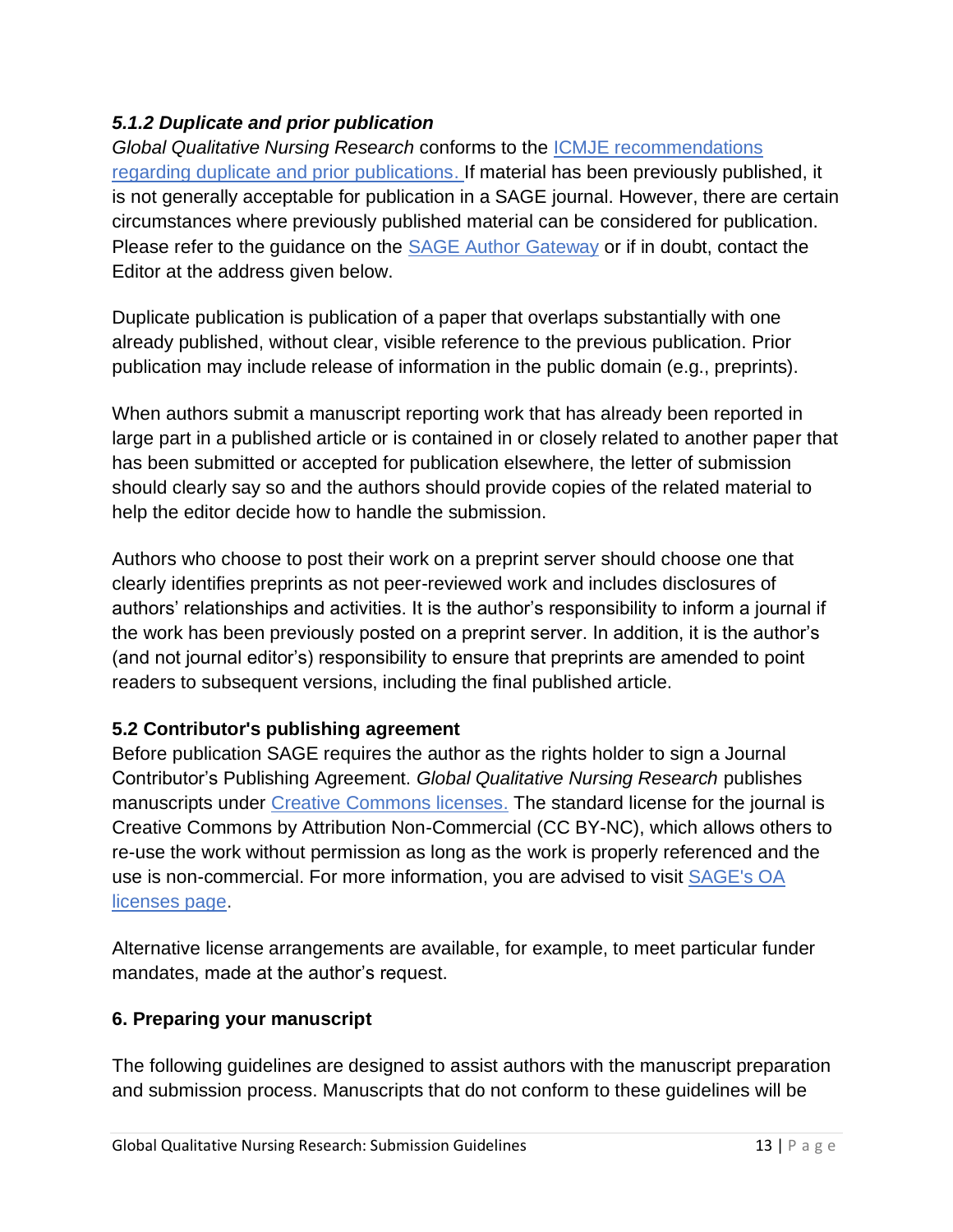### *5.1.2 Duplicate and prior publication*

*Global Qualitative Nursing Research* conforms to the [ICMJE recommendations regarding duplicate and prior publications.]() If material has been previously published, it is not generally acceptable for publication in a SAGE journal. However, there are certain circumstances where previously published material can be considered for publication. Please refer to the guidance on the [SAGE Author Gateway]() or if in doubt, contact the Editor at the address given below.

Duplicate publication is publication of a paper that overlaps substantially with one already published, without clear, visible reference to the previous publication. Prior publication may include release of information in the public domain (e.g., preprints).

When authors submit a manuscript reporting work that has already been reported in large part in a published article or is contained in or closely related to another paper that has been submitted or accepted for publication elsewhere, the letter of submission should clearly say so and the authors should provide copies of the related material to help the editor decide how to handle the submission.

Authors who choose to post their work on a preprint server should choose one that clearly identifies preprints as not peer-reviewed work and includes disclosures of authors' relationships and activities. It is the author's responsibility to inform a journal if the work has been previously posted on a preprint server. In addition, it is the author's (and not journal editor's) responsibility to ensure that preprints are amended to point readers to subsequent versions, including the final published article.

### 5.2 Contributor's publishing agreement

Before publication SAGE requires the author as the rights holder to sign a Journal Contributor's Publishing Agreement. *Global Qualitative Nursing Research* publishes manuscripts under [Creative Commons licenses.]() The standard license for the journal is Creative Commons by Attribution Non-Commercial (CC BY-NC), which allows others to re-use the work without permission as long as the work is properly referenced and the use is non-commercial. For more information, you are advised to visit [SAGE's OA licenses page]().

Alternative license arrangements are available, for example, to meet particular funder mandates, made at the author's request.

## 6. Preparing your manuscript

The following guidelines are designed to assist authors with the manuscript preparation and submission process. Manuscripts that do not conform to these guidelines will be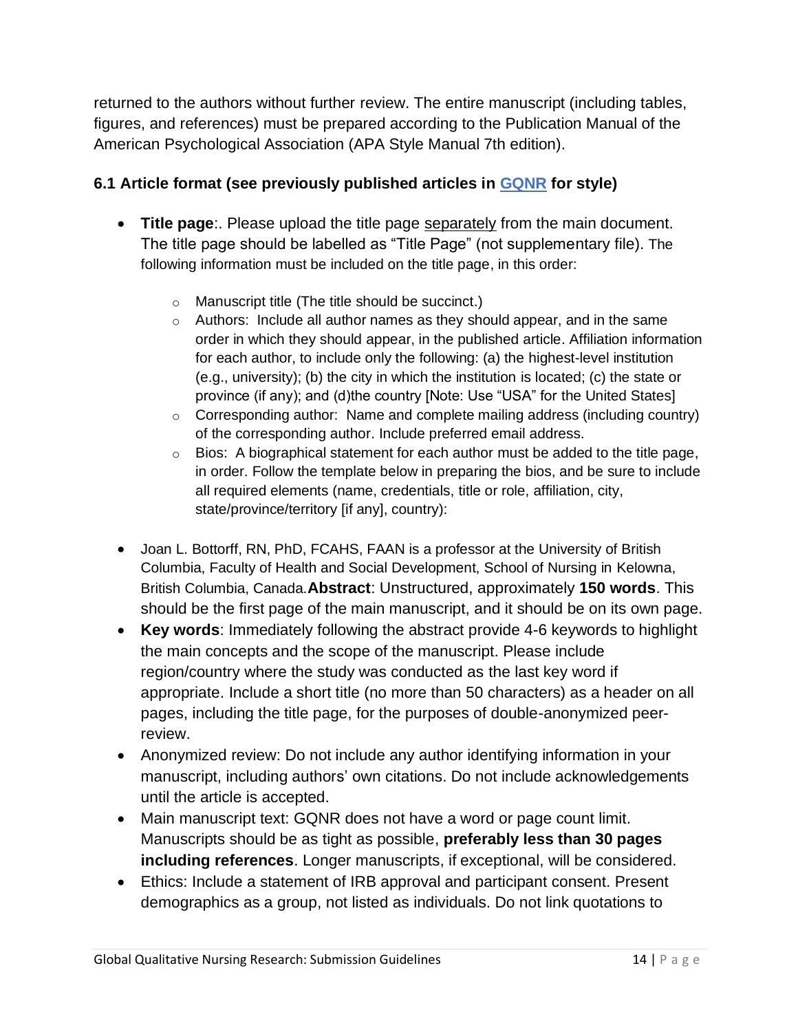returned to the authors without further review. The entire manuscript (including tables, figures, and references) must be prepared according to the Publication Manual of the American Psychological Association (APA Style Manual 7th edition).

### 6.1 Article format (see previously published articles in [GQNR](#) for style)

- **Title page**:. Please upload the title page <u>separately</u> from the main document. The title page should be labelled as "Title Page" (not supplementary file). The following information must be included on the title page, in this order:
  - Manuscript title (The title should be succinct.)
  - Authors: Include all author names as they should appear, and in the same order in which they should appear, in the published article. Affiliation information for each author, to include only the following: (a) the highest-level institution (e.g., university); (b) the city in which the institution is located; (c) the state or province (if any); and (d)the country [Note: Use "USA" for the United States]
  - Corresponding author: Name and complete mailing address (including country) of the corresponding author. Include preferred email address.
  - Bios: A biographical statement for each author must be added to the title page, in order. Follow the template below in preparing the bios, and be sure to include all required elements (name, credentials, title or role, affiliation, city, state/province/territory [if any], country):

- Joan L. Bottorff, RN, PhD, FCAHS, FAAN is a professor at the University of British Columbia, Faculty of Health and Social Development, School of Nursing in Kelowna, British Columbia, Canada.**Abstract**: Unstructured, approximately **150 words**. This should be the first page of the main manuscript, and it should be on its own page.
- **Key words**: Immediately following the abstract provide 4-6 keywords to highlight the main concepts and the scope of the manuscript. Please include region/country where the study was conducted as the last key word if appropriate. Include a short title (no more than 50 characters) as a header on all pages, including the title page, for the purposes of double-anonymized peer-review.
- Anonymized review: Do not include any author identifying information in your manuscript, including authors' own citations. Do not include acknowledgements until the article is accepted.
- Main manuscript text: GQNR does not have a word or page count limit. Manuscripts should be as tight as possible, **preferably less than 30 pages including references**. Longer manuscripts, if exceptional, will be considered.
- Ethics: Include a statement of IRB approval and participant consent. Present demographics as a group, not listed as individuals. Do not link quotations to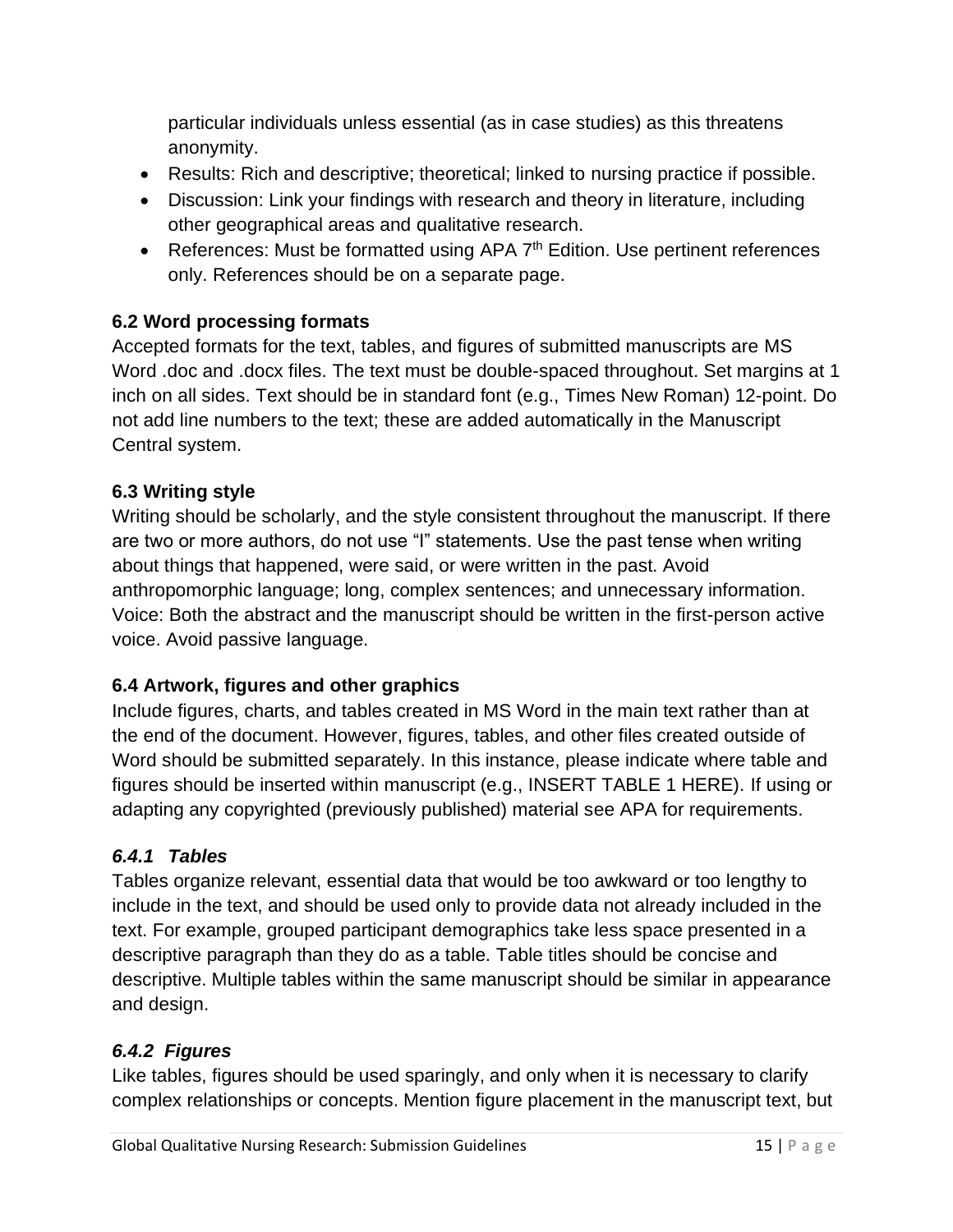particular individuals unless essential (as in case studies) as this threatens anonymity.

- Results: Rich and descriptive; theoretical; linked to nursing practice if possible.
- Discussion: Link your findings with research and theory in literature, including other geographical areas and qualitative research.
- References: Must be formatted using APA 7th Edition. Use pertinent references only. References should be on a separate page.

### 6.2 Word processing formats

Accepted formats for the text, tables, and figures of submitted manuscripts are MS Word .doc and .docx files. The text must be double-spaced throughout. Set margins at 1 inch on all sides. Text should be in standard font (e.g., Times New Roman) 12-point. Do not add line numbers to the text; these are added automatically in the Manuscript Central system.

### 6.3 Writing style

Writing should be scholarly, and the style consistent throughout the manuscript. If there are two or more authors, do not use "I" statements. Use the past tense when writing about things that happened, were said, or were written in the past. Avoid anthropomorphic language; long, complex sentences; and unnecessary information. Voice: Both the abstract and the manuscript should be written in the first-person active voice. Avoid passive language.

### 6.4 Artwork, figures and other graphics

Include figures, charts, and tables created in MS Word in the main text rather than at the end of the document. However, figures, tables, and other files created outside of Word should be submitted separately. In this instance, please indicate where table and figures should be inserted within manuscript (e.g., INSERT TABLE 1 HERE). If using or adapting any copyrighted (previously published) material see APA for requirements.

#### *6.4.1 Tables*

Tables organize relevant, essential data that would be too awkward or too lengthy to include in the text, and should be used only to provide data not already included in the text. For example, grouped participant demographics take less space presented in a descriptive paragraph than they do as a table. Table titles should be concise and descriptive. Multiple tables within the same manuscript should be similar in appearance and design.

#### *6.4.2 Figures*

Like tables, figures should be used sparingly, and only when it is necessary to clarify complex relationships or concepts. Mention figure placement in the manuscript text, but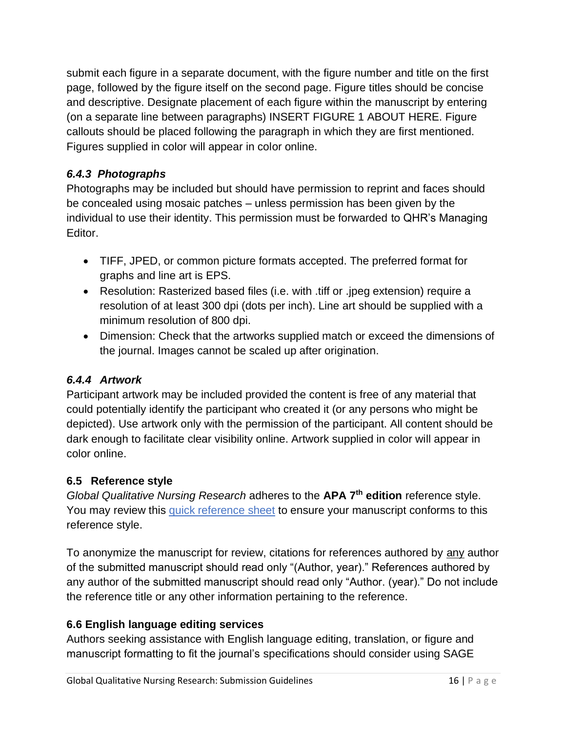submit each figure in a separate document, with the figure number and title on the first page, followed by the figure itself on the second page. Figure titles should be concise and descriptive. Designate placement of each figure within the manuscript by entering (on a separate line between paragraphs) INSERT FIGURE 1 ABOUT HERE. Figure callouts should be placed following the paragraph in which they are first mentioned. Figures supplied in color will appear in color online.

#### *6.4.3 Photographs*

Photographs may be included but should have permission to reprint and faces should be concealed using mosaic patches – unless permission has been given by the individual to use their identity. This permission must be forwarded to QHR's Managing Editor.

- TIFF, JPED, or common picture formats accepted. The preferred format for graphs and line art is EPS.
- Resolution: Rasterized based files (i.e. with .tiff or .jpeg extension) require a resolution of at least 300 dpi (dots per inch). Line art should be supplied with a minimum resolution of 800 dpi.
- Dimension: Check that the artworks supplied match or exceed the dimensions of the journal. Images cannot be scaled up after origination.

#### *6.4.4 Artwork*

Participant artwork may be included provided the content is free of any material that could potentially identify the participant who created it (or any persons who might be depicted). Use artwork only with the permission of the participant. All content should be dark enough to facilitate clear visibility online. Artwork supplied in color will appear in color online.

### 6.5 Reference style

*Global Qualitative Nursing Research* adheres to the **APA 7th edition** reference style. You may review this [quick reference sheet]() to ensure your manuscript conforms to this reference style.

To anonymize the manuscript for review, citations for references authored by <u>any</u> author of the submitted manuscript should read only "(Author, year)." References authored by any author of the submitted manuscript should read only "Author. (year)." Do not include the reference title or any other information pertaining to the reference.

### 6.6 English language editing services

Authors seeking assistance with English language editing, translation, or figure and manuscript formatting to fit the journal's specifications should consider using SAGE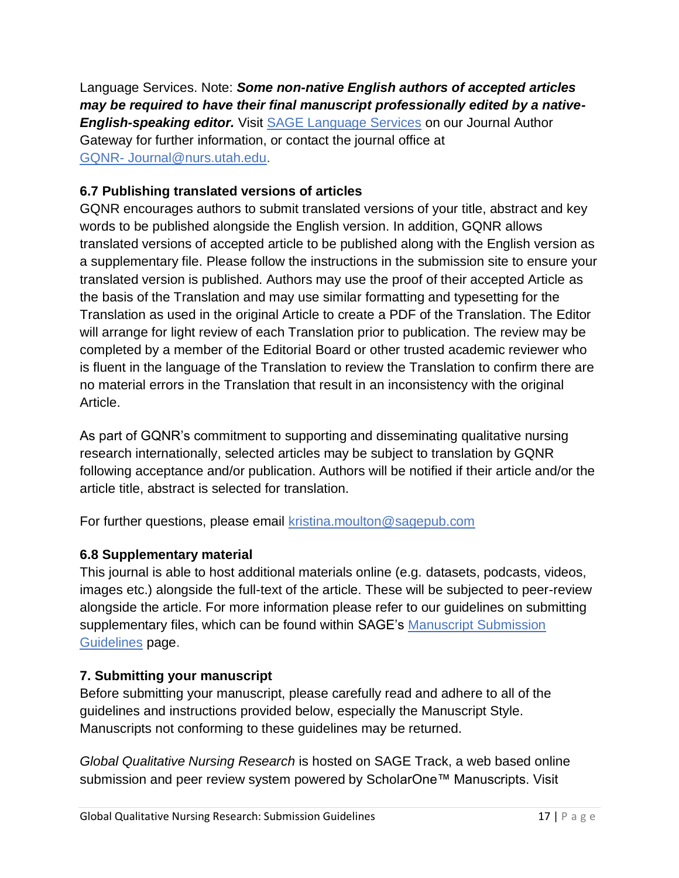Language Services. Note: ***Some non-native English authors of accepted articles may be required to have their final manuscript professionally edited by a native-English-speaking editor.*** Visit [SAGE Language Services]() on our Journal Author Gateway for further information, or contact the journal office at [GQNR- Journal@nurs.utah.edu]().

### 6.7 Publishing translated versions of articles

GQNR encourages authors to submit translated versions of your title, abstract and key words to be published alongside the English version. In addition, GQNR allows translated versions of accepted article to be published along with the English version as a supplementary file. Please follow the instructions in the submission site to ensure your translated version is published. Authors may use the proof of their accepted Article as the basis of the Translation and may use similar formatting and typesetting for the Translation as used in the original Article to create a PDF of the Translation. The Editor will arrange for light review of each Translation prior to publication. The review may be completed by a member of the Editorial Board or other trusted academic reviewer who is fluent in the language of the Translation to review the Translation to confirm there are no material errors in the Translation that result in an inconsistency with the original Article.

As part of GQNR's commitment to supporting and disseminating qualitative nursing research internationally, selected articles may be subject to translation by GQNR following acceptance and/or publication. Authors will be notified if their article and/or the article title, abstract is selected for translation.

For further questions, please email [kristina.moulton@sagepub.com]()

### 6.8 Supplementary material

This journal is able to host additional materials online (e.g. datasets, podcasts, videos, images etc.) alongside the full-text of the article. These will be subjected to peer-review alongside the article. For more information please refer to our guidelines on submitting supplementary files, which can be found within SAGE's [Manuscript Submission Guidelines]() page.

## 7. Submitting your manuscript

Before submitting your manuscript, please carefully read and adhere to all of the guidelines and instructions provided below, especially the Manuscript Style. Manuscripts not conforming to these guidelines may be returned.

*Global Qualitative Nursing Research* is hosted on SAGE Track, a web based online submission and peer review system powered by ScholarOne™ Manuscripts. Visit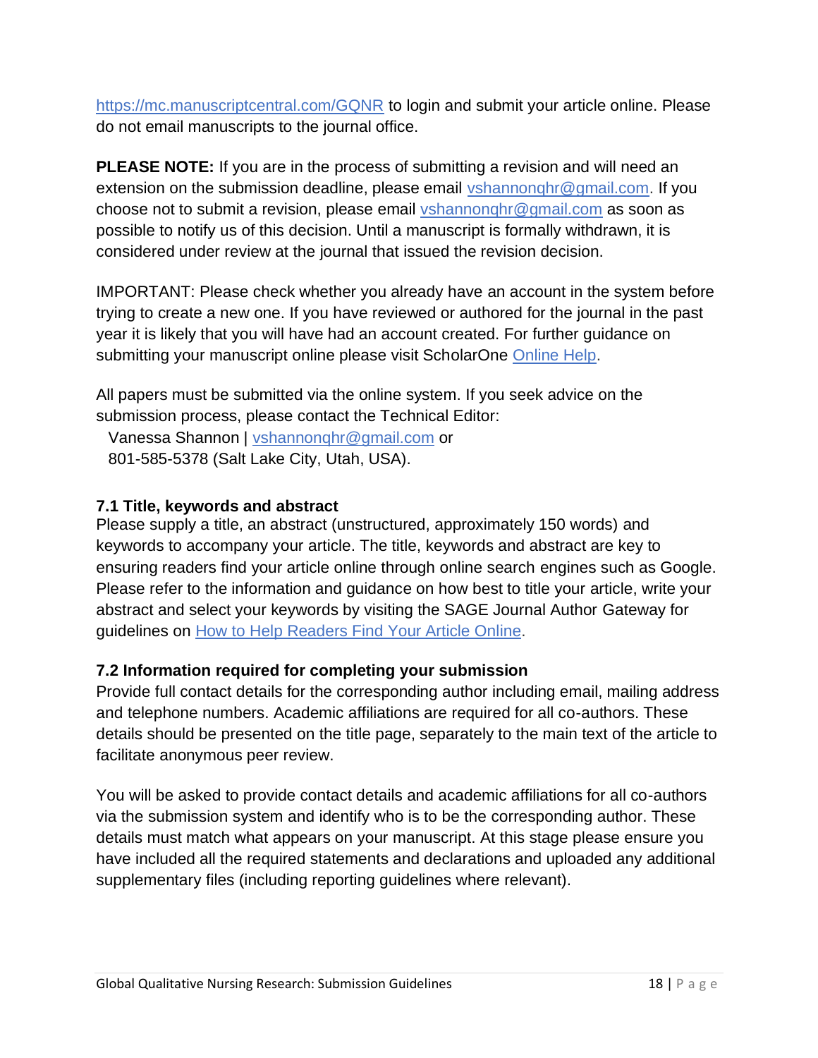https://mc.manuscriptcentral.com/GQNR to login and submit your article online. Please do not email manuscripts to the journal office.

**PLEASE NOTE:** If you are in the process of submitting a revision and will need an extension on the submission deadline, please email vshannonqhr@gmail.com. If you choose not to submit a revision, please email vshannonqhr@gmail.com as soon as possible to notify us of this decision. Until a manuscript is formally withdrawn, it is considered under review at the journal that issued the revision decision.

IMPORTANT: Please check whether you already have an account in the system before trying to create a new one. If you have reviewed or authored for the journal in the past year it is likely that you will have had an account created. For further guidance on submitting your manuscript online please visit ScholarOne Online Help.

All papers must be submitted via the online system. If you seek advice on the submission process, please contact the Technical Editor:
Vanessa Shannon | vshannonqhr@gmail.com or
801-585-5378 (Salt Lake City, Utah, USA).

### 7.1 Title, keywords and abstract

Please supply a title, an abstract (unstructured, approximately 150 words) and keywords to accompany your article. The title, keywords and abstract are key to ensuring readers find your article online through online search engines such as Google. Please refer to the information and guidance on how best to title your article, write your abstract and select your keywords by visiting the SAGE Journal Author Gateway for guidelines on How to Help Readers Find Your Article Online.

### 7.2 Information required for completing your submission

Provide full contact details for the corresponding author including email, mailing address and telephone numbers. Academic affiliations are required for all co-authors. These details should be presented on the title page, separately to the main text of the article to facilitate anonymous peer review.

You will be asked to provide contact details and academic affiliations for all co-authors via the submission system and identify who is to be the corresponding author. These details must match what appears on your manuscript. At this stage please ensure you have included all the required statements and declarations and uploaded any additional supplementary files (including reporting guidelines where relevant).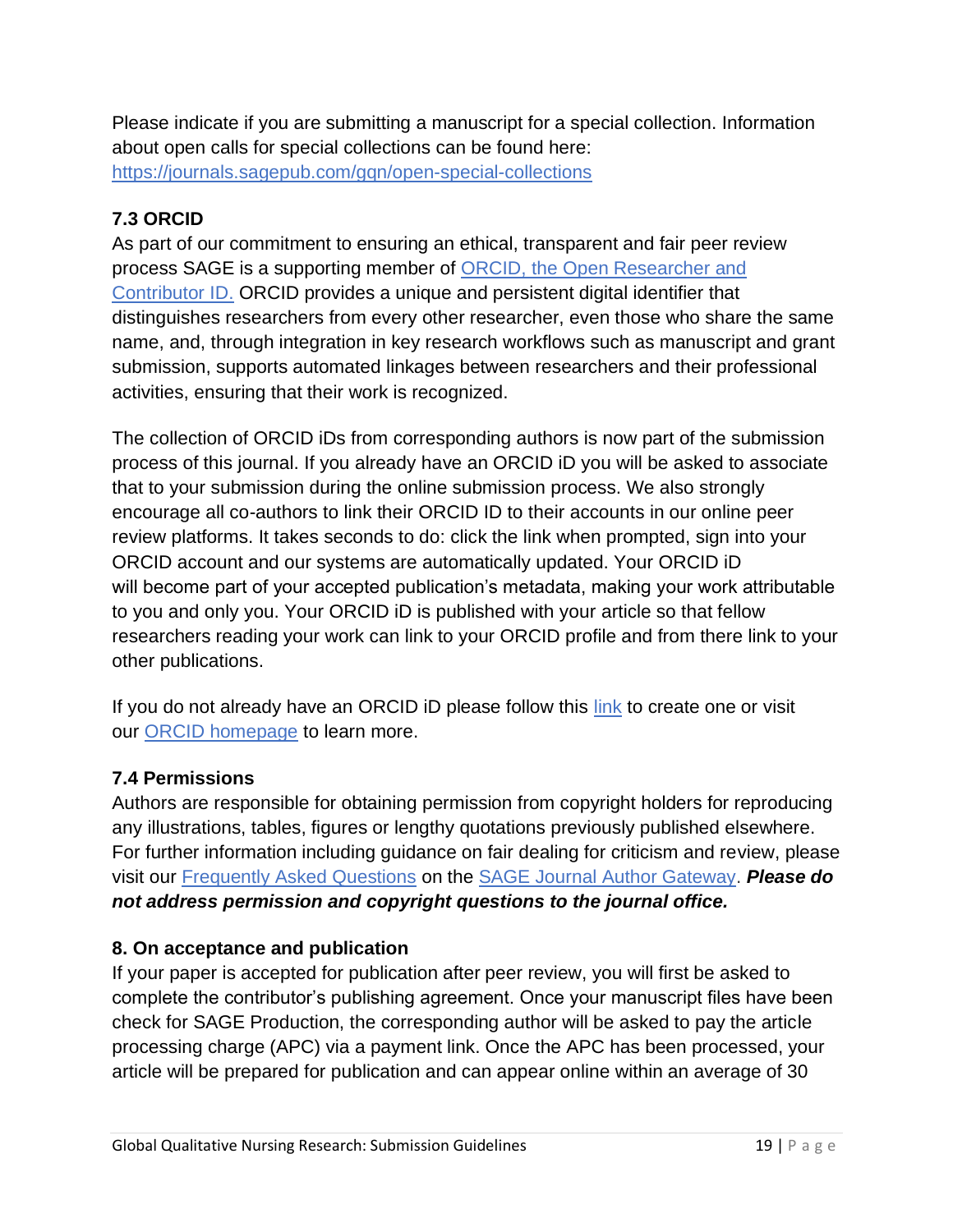Please indicate if you are submitting a manuscript for a special collection. Information about open calls for special collections can be found here: [https://journals.sagepub.com/gqn/open-special-collections](https://journals.sagepub.com/gqn/open-special-collections)

### 7.3 ORCID

As part of our commitment to ensuring an ethical, transparent and fair peer review process SAGE is a supporting member of [ORCID, the Open Researcher and Contributor ID.](#) ORCID provides a unique and persistent digital identifier that distinguishes researchers from every other researcher, even those who share the same name, and, through integration in key research workflows such as manuscript and grant submission, supports automated linkages between researchers and their professional activities, ensuring that their work is recognized.

The collection of ORCID iDs from corresponding authors is now part of the submission process of this journal. If you already have an ORCID iD you will be asked to associate that to your submission during the online submission process. We also strongly encourage all co-authors to link their ORCID ID to their accounts in our online peer review platforms. It takes seconds to do: click the link when prompted, sign into your ORCID account and our systems are automatically updated. Your ORCID iD will become part of your accepted publication's metadata, making your work attributable to you and only you. Your ORCID iD is published with your article so that fellow researchers reading your work can link to your ORCID profile and from there link to your other publications.

If you do not already have an ORCID iD please follow this [link](#) to create one or visit our [ORCID homepage](#) to learn more.

### 7.4 Permissions

Authors are responsible for obtaining permission from copyright holders for reproducing any illustrations, tables, figures or lengthy quotations previously published elsewhere. For further information including guidance on fair dealing for criticism and review, please visit our [Frequently Asked Questions](#) on the [SAGE Journal Author Gateway](#). ***Please do not address permission and copyright questions to the journal office.***

## 8. On acceptance and publication

If your paper is accepted for publication after peer review, you will first be asked to complete the contributor's publishing agreement. Once your manuscript files have been check for SAGE Production, the corresponding author will be asked to pay the article processing charge (APC) via a payment link. Once the APC has been processed, your article will be prepared for publication and can appear online within an average of 30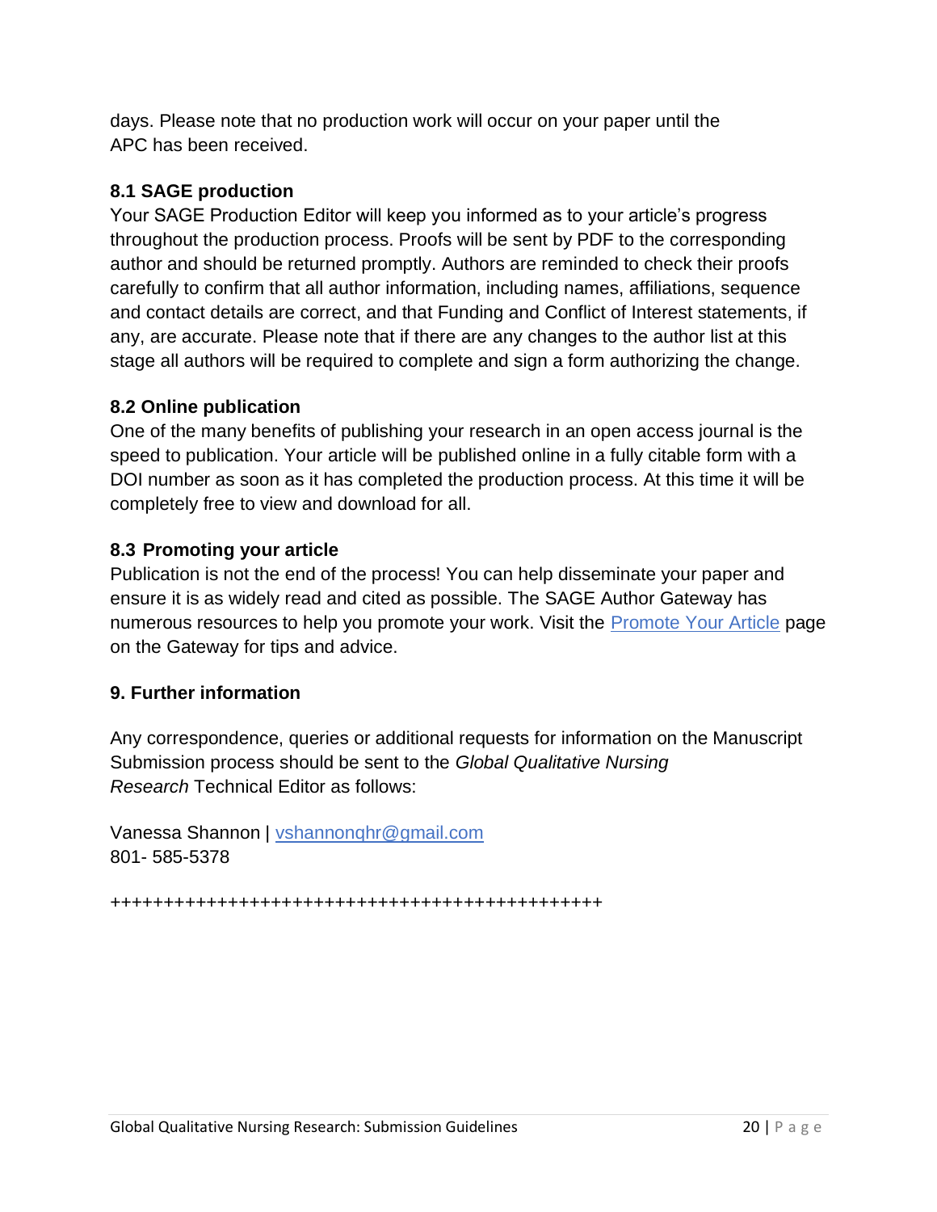days. Please note that no production work will occur on your paper until the APC has been received.

### 8.1 SAGE production

Your SAGE Production Editor will keep you informed as to your article's progress throughout the production process. Proofs will be sent by PDF to the corresponding author and should be returned promptly. Authors are reminded to check their proofs carefully to confirm that all author information, including names, affiliations, sequence and contact details are correct, and that Funding and Conflict of Interest statements, if any, are accurate. Please note that if there are any changes to the author list at this stage all authors will be required to complete and sign a form authorizing the change.

### 8.2 Online publication

One of the many benefits of publishing your research in an open access journal is the speed to publication. Your article will be published online in a fully citable form with a DOI number as soon as it has completed the production process. At this time it will be completely free to view and download for all.

### 8.3 Promoting your article

Publication is not the end of the process! You can help disseminate your paper and ensure it is as widely read and cited as possible. The SAGE Author Gateway has numerous resources to help you promote your work. Visit the Promote Your Article page on the Gateway for tips and advice.

## 9. Further information

Any correspondence, queries or additional requests for information on the Manuscript Submission process should be sent to the *Global Qualitative Nursing Research* Technical Editor as follows:

Vanessa Shannon | vshannonqhr@gmail.com
801- 585-5378

++++++++++++++++++++++++++++++++++++++++++++++++